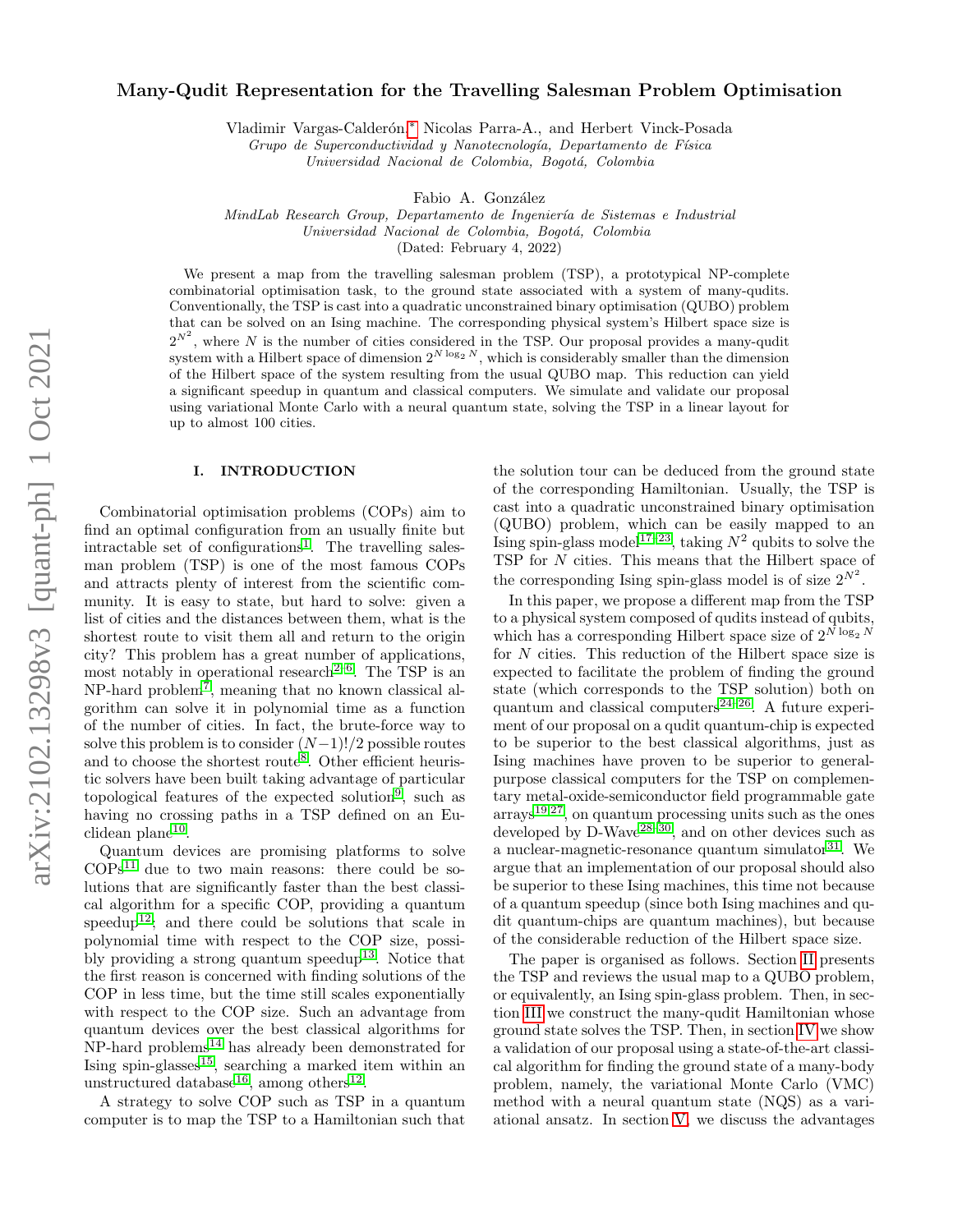# Many-Qudit Representation for the Travelling Salesman Problem Optimisation

Vladimir Vargas-Calderón,[*] Nicolas Parra-A., and Herbert Vinck-Posada
*Grupo de Superconductividad y Nanotecnología, Departamento de Física*
*Universidad Nacional de Colombia, Bogotá, Colombia*

Fabio A. González
*MindLab Research Group, Departamento de Ingeniería de Sistemas e Industrial*
*Universidad Nacional de Colombia, Bogotá, Colombia*
(Dated: February 4, 2022)

We present a map from the travelling salesman problem (TSP), a prototypical NP-complete combinatorial optimisation task, to the ground state associated with a system of many-qudits. Conventionally, the TSP is cast into a quadratic unconstrained binary optimisation (QUBO) problem that can be solved on an Ising machine. The corresponding physical system's Hilbert space size is $2^{N^2}$, where $N$ is the number of cities considered in the TSP. Our proposal provides a many-qudit system with a Hilbert space of dimension $2^{N \log_2 N}$, which is considerably smaller than the dimension of the Hilbert space of the system resulting from the usual QUBO map. This reduction can yield a significant speedup in quantum and classical computers. We simulate and validate our proposal using variational Monte Carlo with a neural quantum state, solving the TSP in a linear layout for up to almost 100 cities.

## I. INTRODUCTION

Combinatorial optimisation problems (COPs) aim to find an optimal configuration from an usually finite but intractable set of configurations[1]. The travelling salesman problem (TSP) is one of the most famous COPs and attracts plenty of interest from the scientific community. It is easy to state, but hard to solve: given a list of cities and the distances between them, what is the shortest route to visit them all and return to the origin city? This problem has a great number of applications, most notably in operational research[2–6]. The TSP is an NP-hard problem[7], meaning that no known classical algorithm can solve it in polynomial time as a function of the number of cities. In fact, the brute-force way to solve this problem is to consider $(N-1)!/2$ possible routes and to choose the shortest route[8]. Other efficient heuristic solvers have been built taking advantage of particular topological features of the expected solution[9], such as having no crossing paths in a TSP defined on an Euclidean plane[10].

Quantum devices are promising platforms to solve COPs[11] due to two main reasons: there could be solutions that are significantly faster than the best classical algorithm for a specific COP, providing a quantum speedup[12]; and there could be solutions that scale in polynomial time with respect to the COP size, possibly providing a strong quantum speedup[13]. Notice that the first reason is concerned with finding solutions of the COP in less time, but the time still scales exponentially with respect to the COP size. Such an advantage from quantum devices over the best classical algorithms for NP-hard problems[14] has already been demonstrated for Ising spin-glasses[15], searching a marked item within an unstructured database[16], among others[12].

A strategy to solve COP such as TSP in a quantum computer is to map the TSP to a Hamiltonian such that the solution tour can be deduced from the ground state of the corresponding Hamiltonian. Usually, the TSP is cast into a quadratic unconstrained binary optimisation (QUBO) problem, which can be easily mapped to an Ising spin-glass model[17–23], taking $N^2$ qubits to solve the TSP for $N$ cities. This means that the Hilbert space of the corresponding Ising spin-glass model is of size $2^{N^2}$.

In this paper, we propose a different map from the TSP to a physical system composed of qudits instead of qubits, which has a corresponding Hilbert space size of $2^{N \log_2 N}$ for $N$ cities. This reduction of the Hilbert space size is expected to facilitate the problem of finding the ground state (which corresponds to the TSP solution) both on quantum and classical computers[24–26]. A future experiment of our proposal on a qudit quantum-chip is expected to be superior to the best classical algorithms, just as Ising machines have proven to be superior to general-purpose classical computers for the TSP on complementary metal-oxide-semiconductor field programmable gate arrays[19,27], on quantum processing units such as the ones developed by D-Wave[28–30], and on other devices such as a nuclear-magnetic-resonance quantum simulator[31]. We argue that an implementation of our proposal should also be superior to these Ising machines, this time not because of a quantum speedup (since both Ising machines and qudit quantum-chips are quantum machines), but because of the considerable reduction of the Hilbert space size.

The paper is organised as follows. Section II presents the TSP and reviews the usual map to a QUBO problem, or equivalently, an Ising spin-glass problem. Then, in section III we construct the many-qudit Hamiltonian whose ground state solves the TSP. Then, in section IV we show a validation of our proposal using a state-of-the-art classical algorithm for finding the ground state of a many-body problem, namely, the variational Monte Carlo (VMC) method with a neural quantum state (NQS) as a variational ansatz. In section V, we discuss the advantages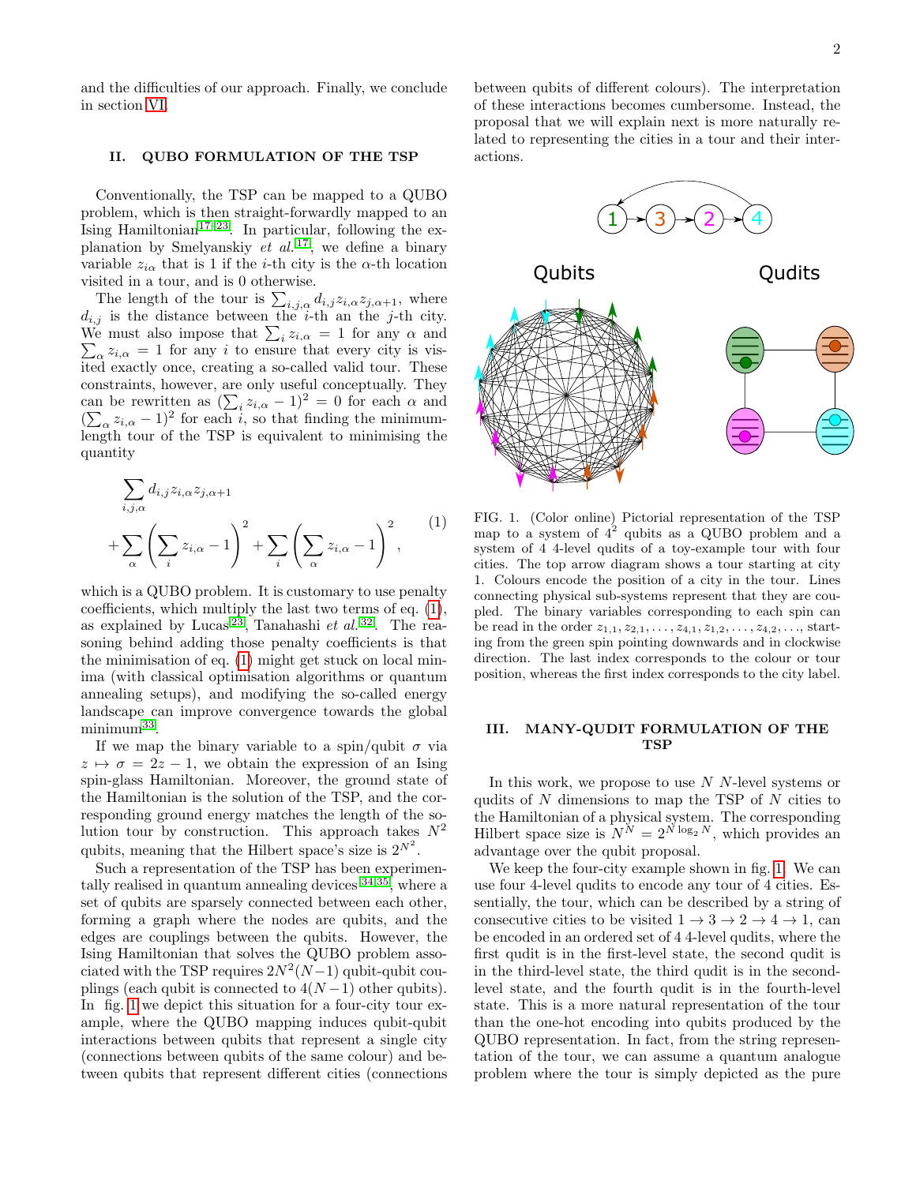and the difficulties of our approach. Finally, we conclude in section VI.

## II. QUBO FORMULATION OF THE TSP

Conventionally, the TSP can be mapped to a QUBO problem, which is then straight-forwardly mapped to an Ising Hamiltonian[17–23]. In particular, following the explanation by Smelyanskiy *et al.*[17], we define a binary variable $z_{i\alpha}$ that is 1 if the $i$-th city is the $\alpha$-th location visited in a tour, and is 0 otherwise.

The length of the tour is $\sum_{i,j,\alpha} d_{i,j} z_{i,\alpha} z_{j,\alpha+1}$, where $d_{i,j}$ is the distance between the $i$-th an the $j$-th city. We must also impose that $\sum_i z_{i,\alpha} = 1$ for any $\alpha$ and $\sum_\alpha z_{i,\alpha} = 1$ for any $i$ to ensure that every city is visited exactly once, creating a so-called valid tour. These constraints, however, are only useful conceptually. They can be rewritten as $(\sum_i z_{i,\alpha} - 1)^2 = 0$ for each $\alpha$ and $(\sum_\alpha z_{i,\alpha} - 1)^2$ for each $i$, so that finding the minimum-length tour of the TSP is equivalent to minimising the quantity

$$\sum_{i,j,\alpha} d_{i,j} z_{i,\alpha} z_{j,\alpha+1} + \sum_\alpha \left( \sum_i z_{i,\alpha} - 1 \right)^2 + \sum_i \left( \sum_\alpha z_{i,\alpha} - 1 \right)^2, \tag{1}$$

which is a QUBO problem. It is customary to use penalty coefficients, which multiply the last two terms of eq. (1), as explained by Lucas[23], Tanahashi *et al.*[32]. The reasoning behind adding those penalty coefficients is that the minimisation of eq. (1) might get stuck on local minima (with classical optimisation algorithms or quantum annealing setups), and modifying the so-called energy landscape can improve convergence towards the global minimum[33].

If we map the binary variable to a spin/qubit $\sigma$ via $z \mapsto \sigma = 2z - 1$, we obtain the expression of an Ising spin-glass Hamiltonian. Moreover, the ground state of the Hamiltonian is the solution of the TSP, and the corresponding ground energy matches the length of the solution tour by construction. This approach takes $N^2$ qubits, meaning that the Hilbert space's size is $2^{N^2}$.

Such a representation of the TSP has been experimentally realised in quantum annealing devices[34,35], where a set of qubits are sparsely connected between each other, forming a graph where the nodes are qubits, and the edges are couplings between the qubits. However, the Ising Hamiltonian that solves the QUBO problem associated with the TSP requires $2N^2(N-1)$ qubit-qubit couplings (each qubit is connected to $4(N-1)$ other qubits). In fig. 1 we depict this situation for a four-city tour example, where the QUBO mapping induces qubit-qubit interactions between qubits that represent a single city (connections between qubits of the same colour) and between qubits that represent different cities (connections between qubits of different colours). The interpretation of these interactions becomes cumbersome. Instead, the proposal that we will explain next is more naturally related to representing the cities in a tour and their interactions.

FIG. 1. (Color online) Pictorial representation of the TSP map to a system of $4^2$ qubits as a QUBO problem and a system of 4 4-level qudits of a toy-example tour with four cities. The top arrow diagram shows a tour starting at city 1. Colours encode the position of a city in the tour. Lines connecting physical sub-systems represent that they are coupled. The binary variables corresponding to each spin can be read in the order $z_{1,1}, z_{2,1}, \ldots, z_{4,1}, z_{1,2}, \ldots, z_{4,2}, \ldots$, starting from the green spin pointing downwards and in clockwise direction. The last index corresponds to the colour or tour position, whereas the first index corresponds to the city label.

## III. MANY-QUDIT FORMULATION OF THE TSP

In this work, we propose to use $N$ $N$-level systems or qudits of $N$ dimensions to map the TSP of $N$ cities to the Hamiltonian of a physical system. The corresponding Hilbert space size is $N^N = 2^{N \log_2 N}$, which provides an advantage over the qubit proposal.

We keep the four-city example shown in fig. 1. We can use four 4-level qudits to encode any tour of 4 cities. Essentially, the tour, which can be described by a string of consecutive cities to be visited $1 \to 3 \to 2 \to 4 \to 1$, can be encoded in an ordered set of 4 4-level qudits, where the first qudit is in the first-level state, the second qudit is in the third-level state, the third qudit is in the second-level state, and the fourth qudit is in the fourth-level state. This is a more natural representation of the tour than the one-hot encoding into qubits produced by the QUBO representation. In fact, from the string representation of the tour, we can assume a quantum analogue problem where the tour is simply depicted as the pure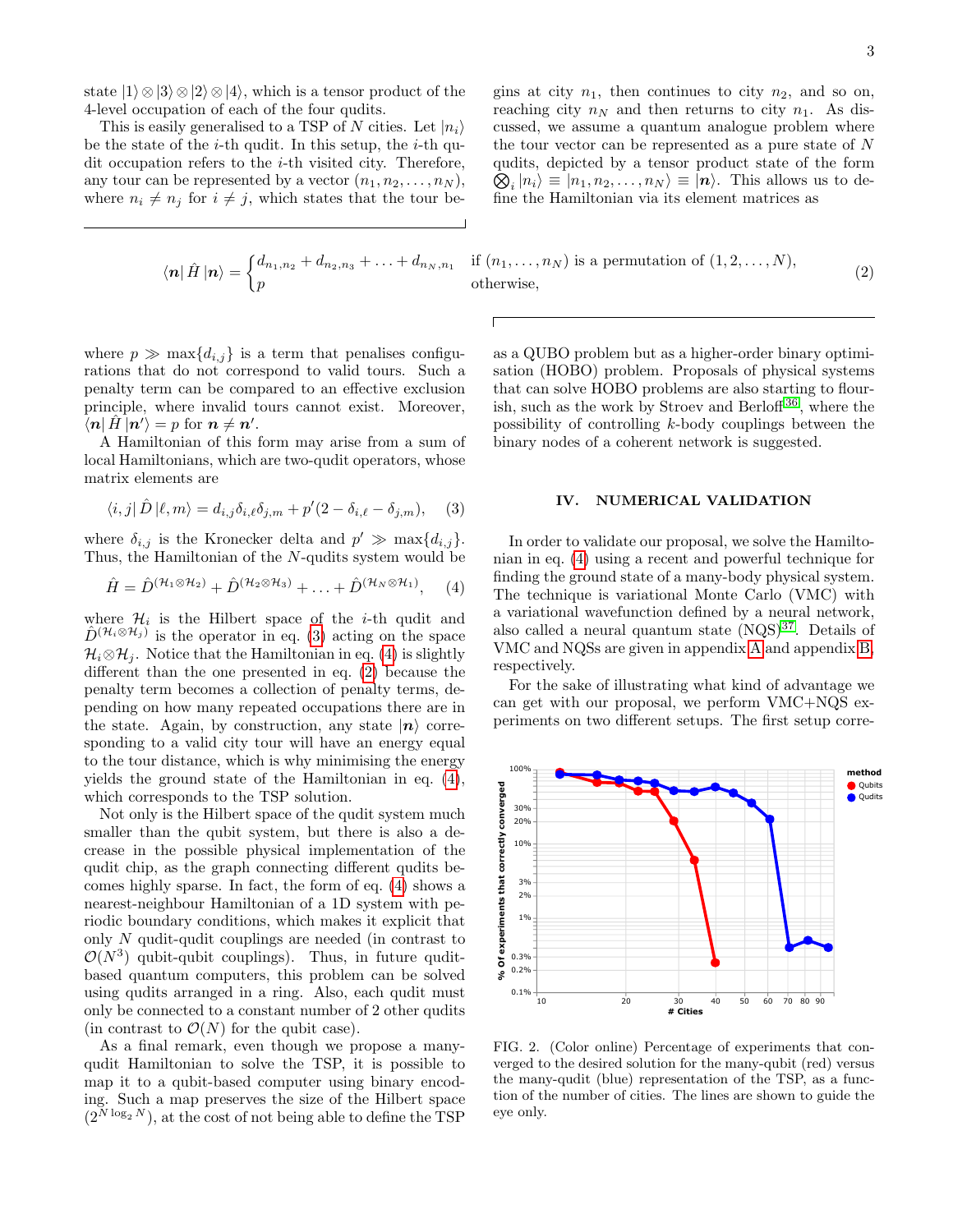state $|1\rangle \otimes |3\rangle \otimes |2\rangle \otimes |4\rangle$, which is a tensor product of the 4-level occupation of each of the four qudits.

This is easily generalised to a TSP of $N$ cities. Let $|n_i\rangle$ be the state of the $i$-th qudit. In this setup, the $i$-th qudit occupation refers to the $i$-th visited city. Therefore, any tour can be represented by a vector $(n_1, n_2, \dots, n_N)$, where $n_i \neq n_j$ for $i \neq j$, which states that the tour begins at city $n_1$, then continues to city $n_2$, and so on, reaching city $n_N$ and then returns to city $n_1$. As discussed, we assume a quantum analogue problem where the tour vector can be represented as a pure state of $N$ qudits, depicted by a tensor product state of the form $\bigotimes_i |n_i\rangle \equiv |n_1, n_2, \dots, n_N\rangle \equiv |\boldsymbol{n}\rangle$. This allows us to define the Hamiltonian via its element matrices as

$$\langle \boldsymbol{n}| \hat{H} |\boldsymbol{n}\rangle = \begin{cases} d_{n_1,n_2} + d_{n_2,n_3} + \ldots + d_{n_N,n_1} & \text{if } (n_1, \ldots, n_N) \text{ is a permutation of } (1, 2, \ldots, N), \\ p & \text{otherwise,} \end{cases} \tag{2}$$

where $p \gg \max\{d_{i,j}\}$ is a term that penalises configurations that do not correspond to valid tours. Such a penalty term can be compared to an effective exclusion principle, where invalid tours cannot exist. Moreover, $\langle \boldsymbol{n}| \hat{H} |\boldsymbol{n}'\rangle = p$ for $\boldsymbol{n} \neq \boldsymbol{n}'$.

A Hamiltonian of this form may arise from a sum of local Hamiltonians, which are two-qudit operators, whose matrix elements are

$$\langle i, j| \hat{D} |\ell, m\rangle = d_{i,j}\delta_{i,\ell}\delta_{j,m} + p'(2 - \delta_{i,\ell} - \delta_{j,m}), \tag{3}$$

where $\delta_{i,j}$ is the Kronecker delta and $p' \gg \max\{d_{i,j}\}$. Thus, the Hamiltonian of the $N$-qudits system would be

$$\hat{H} = \hat{D}^{(\mathcal{H}_1 \otimes \mathcal{H}_2)} + \hat{D}^{(\mathcal{H}_2 \otimes \mathcal{H}_3)} + \ldots + \hat{D}^{(\mathcal{H}_N \otimes \mathcal{H}_1)}, \tag{4}$$

where $\mathcal{H}_i$ is the Hilbert space of the $i$-th qudit and $\hat{D}^{(\mathcal{H}_i \otimes \mathcal{H}_j)}$ is the operator in eq. (3) acting on the space $\mathcal{H}_i \otimes \mathcal{H}_j$. Notice that the Hamiltonian in eq. (4) is slightly different than the one presented in eq. (2) because the penalty term becomes a collection of penalty terms, depending on how many repeated occupations there are in the state. Again, by construction, any state $|\boldsymbol{n}\rangle$ corresponding to a valid city tour will have an energy equal to the tour distance, which is why minimising the energy yields the ground state of the Hamiltonian in eq. (4), which corresponds to the TSP solution.

Not only is the Hilbert space of the qudit system much smaller than the qubit system, but there is also a decrease in the possible physical implementation of the qudit chip, as the graph connecting different qudits becomes highly sparse. In fact, the form of eq. (4) shows a nearest-neighbour Hamiltonian of a 1D system with periodic boundary conditions, which makes it explicit that only $N$ qudit-qudit couplings are needed (in contrast to $\mathcal{O}(N^3)$ qubit-qubit couplings). Thus, in future qudit-based quantum computers, this problem can be solved using qudits arranged in a ring. Also, each qudit must only be connected to a constant number of 2 other qudits (in contrast to $\mathcal{O}(N)$ for the qubit case).

As a final remark, even though we propose a many-qudit Hamiltonian to solve the TSP, it is possible to map it to a qubit-based computer using binary encoding. Such a map preserves the size of the Hilbert space ($2^{N \log_2 N}$), at the cost of not being able to define the TSP as a QUBO problem but as a higher-order binary optimisation (HOBO) problem. Proposals of physical systems that can solve HOBO problems are also starting to flourish, such as the work by Stroev and Berloff[36], where the possibility of controlling $k$-body couplings between the binary nodes of a coherent network is suggested.

## IV. NUMERICAL VALIDATION

In order to validate our proposal, we solve the Hamiltonian in eq. (4) using a recent and powerful technique for finding the ground state of a many-body physical system. The technique is variational Monte Carlo (VMC) with a variational wavefunction defined by a neural network, also called a neural quantum state (NQS)[37]. Details of VMC and NQSs are given in appendix A and appendix B, respectively.

For the sake of illustrating what kind of advantage we can get with our proposal, we perform VMC+NQS experiments on two different setups. The first setup corre-

FIG. 2. (Color online) Percentage of experiments that converged to the desired solution for the many-qubit (red) versus the many-qudit (blue) representation of the TSP, as a function of the number of cities. The lines are shown to guide the eye only.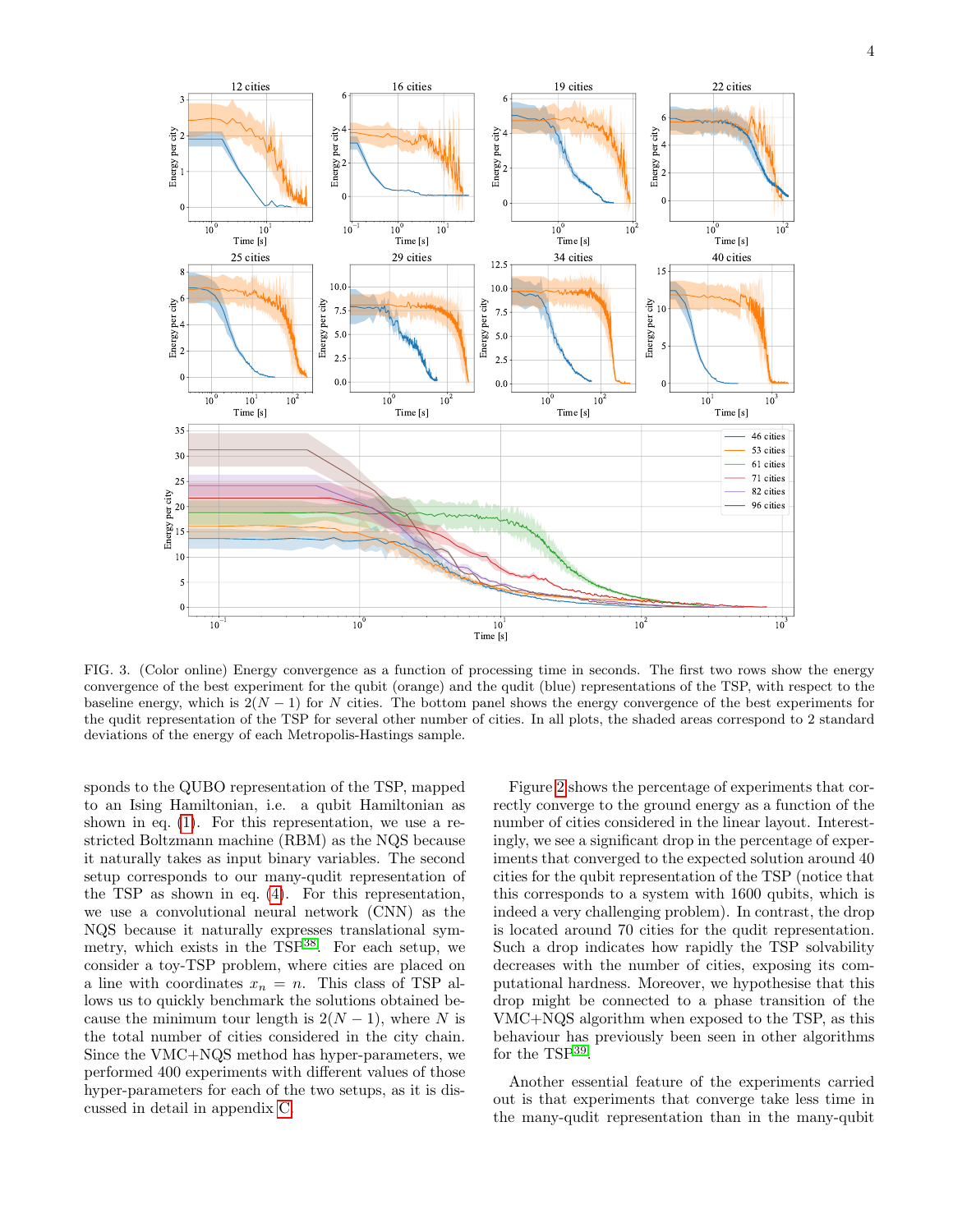FIG. 3. (Color online) Energy convergence as a function of processing time in seconds. The first two rows show the energy convergence of the best experiment for the qubit (orange) and the qudit (blue) representations of the TSP, with respect to the baseline energy, which is $2(N-1)$ for $N$ cities. The bottom panel shows the energy convergence of the best experiments for the qudit representation of the TSP for several other number of cities. In all plots, the shaded areas correspond to 2 standard deviations of the energy of each Metropolis-Hastings sample.

sponds to the QUBO representation of the TSP, mapped to an Ising Hamiltonian, i.e. a qubit Hamiltonian as shown in eq. (1). For this representation, we use a restricted Boltzmann machine (RBM) as the NQS because it naturally takes as input binary variables. The second setup corresponds to our many-qudit representation of the TSP as shown in eq. (4). For this representation, we use a convolutional neural network (CNN) as the NQS because it naturally expresses translational symmetry, which exists in the TSP[38]. For each setup, we consider a toy-TSP problem, where cities are placed on a line with coordinates $x_n = n$. This class of TSP allows us to quickly benchmark the solutions obtained because the minimum tour length is $2(N-1)$, where $N$ is the total number of cities considered in the city chain. Since the VMC+NQS method has hyper-parameters, we performed 400 experiments with different values of those hyper-parameters for each of the two setups, as it is discussed in detail in appendix C.

Figure 2 shows the percentage of experiments that correctly converge to the ground energy as a function of the number of cities considered in the linear layout. Interestingly, we see a significant drop in the percentage of experiments that converged to the expected solution around 40 cities for the qubit representation of the TSP (notice that this corresponds to a system with 1600 qubits, which is indeed a very challenging problem). In contrast, the drop is located around 70 cities for the qudit representation. Such a drop indicates how rapidly the TSP solvability decreases with the number of cities, exposing its computational hardness. Moreover, we hypothesise that this drop might be connected to a phase transition of the VMC+NQS algorithm when exposed to the TSP, as this behaviour has previously been seen in other algorithms for the TSP[39].

Another essential feature of the experiments carried out is that experiments that converge take less time in the many-qudit representation than in the many-qubit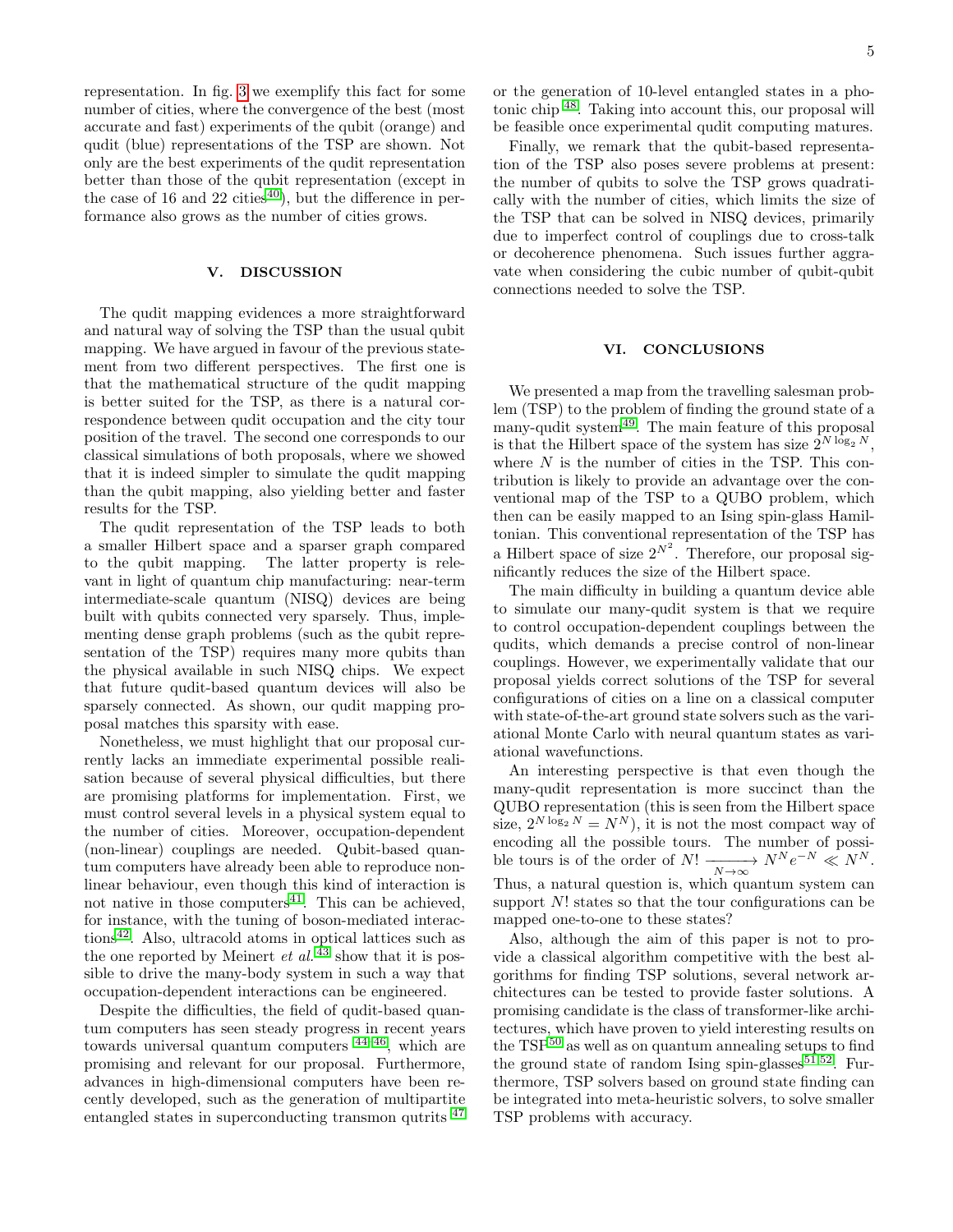representation. In fig. 3 we exemplify this fact for some number of cities, where the convergence of the best (most accurate and fast) experiments of the qubit (orange) and qudit (blue) representations of the TSP are shown. Not only are the best experiments of the qudit representation better than those of the qubit representation (except in the case of 16 and 22 cities[40]), but the difference in performance also grows as the number of cities grows.

## V. DISCUSSION

The qudit mapping evidences a more straightforward and natural way of solving the TSP than the usual qubit mapping. We have argued in favour of the previous statement from two different perspectives. The first one is that the mathematical structure of the qudit mapping is better suited for the TSP, as there is a natural correspondence between qudit occupation and the city tour position of the travel. The second one corresponds to our classical simulations of both proposals, where we showed that it is indeed simpler to simulate the qudit mapping than the qubit mapping, also yielding better and faster results for the TSP.

The qudit representation of the TSP leads to both a smaller Hilbert space and a sparser graph compared to the qubit mapping. The latter property is relevant in light of quantum chip manufacturing: near-term intermediate-scale quantum (NISQ) devices are being built with qubits connected very sparsely. Thus, implementing dense graph problems (such as the qubit representation of the TSP) requires many more qubits than the physical available in such NISQ chips. We expect that future qudit-based quantum devices will also be sparsely connected. As shown, our qudit mapping proposal matches this sparsity with ease.

Nonetheless, we must highlight that our proposal currently lacks an immediate experimental possible realisation because of several physical difficulties, but there are promising platforms for implementation. First, we must control several levels in a physical system equal to the number of cities. Moreover, occupation-dependent (non-linear) couplings are needed. Qubit-based quantum computers have already been able to reproduce non-linear behaviour, even though this kind of interaction is not native in those computers[41]. This can be achieved, for instance, with the tuning of boson-mediated interactions[42]. Also, ultracold atoms in optical lattices such as the one reported by Meinert *et al.*[43] show that it is possible to drive the many-body system in such a way that occupation-dependent interactions can be engineered.

Despite the difficulties, the field of qudit-based quantum computers has seen steady progress in recent years towards universal quantum computers [44–46], which are promising and relevant for our proposal. Furthermore, advances in high-dimensional computers have been recently developed, such as the generation of multipartite entangled states in superconducting transmon qutrits [47] or the generation of 10-level entangled states in a photonic chip [48]. Taking into account this, our proposal will be feasible once experimental qudit computing matures.

Finally, we remark that the qubit-based representation of the TSP also poses severe problems at present: the number of qubits to solve the TSP grows quadratically with the number of cities, which limits the size of the TSP that can be solved in NISQ devices, primarily due to imperfect control of couplings due to cross-talk or decoherence phenomena. Such issues further aggravate when considering the cubic number of qubit-qubit connections needed to solve the TSP.

## VI. CONCLUSIONS

We presented a map from the travelling salesman problem (TSP) to the problem of finding the ground state of a many-qudit system[49]. The main feature of this proposal is that the Hilbert space of the system has size $2^{N\log_2 N}$, where $N$ is the number of cities in the TSP. This contribution is likely to provide an advantage over the conventional map of the TSP to a QUBO problem, which then can be easily mapped to an Ising spin-glass Hamiltonian. This conventional representation of the TSP has a Hilbert space of size $2^{N^2}$. Therefore, our proposal significantly reduces the size of the Hilbert space.

The main difficulty in building a quantum device able to simulate our many-qudit system is that we require to control occupation-dependent couplings between the qudits, which demands a precise control of non-linear couplings. However, we experimentally validate that our proposal yields correct solutions of the TSP for several configurations of cities on a line on a classical computer with state-of-the-art ground state solvers such as the variational Monte Carlo with neural quantum states as variational wavefunctions.

An interesting perspective is that even though the many-qudit representation is more succinct than the QUBO representation (this is seen from the Hilbert space size, $2^{N\log_2 N} = N^N$), it is not the most compact way of encoding all the possible tours. The number of possible tours is of the order of $N! \xrightarrow[N\to\infty]{} N^N e^{-N} \ll N^N$. Thus, a natural question is, which quantum system can support $N!$ states so that the tour configurations can be mapped one-to-one to these states?

Also, although the aim of this paper is not to provide a classical algorithm competitive with the best algorithms for finding TSP solutions, several network architectures can be tested to provide faster solutions. A promising candidate is the class of transformer-like architectures, which have proven to yield interesting results on the TSP[50] as well as on quantum annealing setups to find the ground state of random Ising spin-glasses[51,52]. Furthermore, TSP solvers based on ground state finding can be integrated into meta-heuristic solvers, to solve smaller TSP problems with accuracy.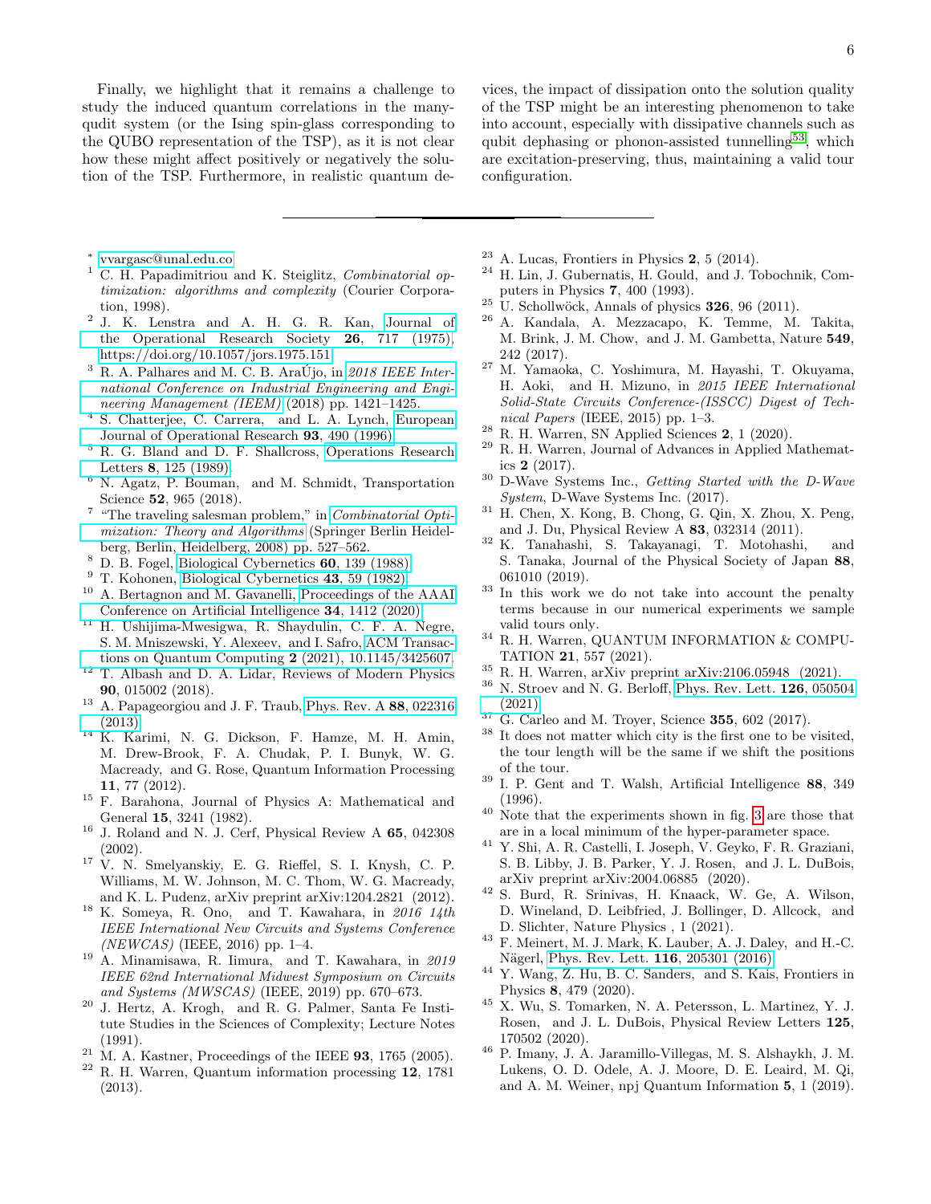Finally, we highlight that it remains a challenge to study the induced quantum correlations in the many-qudit system (or the Ising spin-glass corresponding to the QUBO representation of the TSP), as it is not clear how these might affect positively or negatively the solution of the TSP. Furthermore, in realistic quantum devices, the impact of dissipation onto the solution quality of the TSP might be an interesting phenomenon to take into account, especially with dissipative channels such as qubit dephasing or phonon-assisted tunnelling[53], which are excitation-preserving, thus, maintaining a valid tour configuration.

---

[*] vvargasc@unal.edu.co

[1] C. H. Papadimitriou and K. Steiglitz, *Combinatorial optimization: algorithms and complexity* (Courier Corporation, 1998).

[2] J. K. Lenstra and A. H. G. R. Kan, Journal of the Operational Research Society **26**, 717 (1975), https://doi.org/10.1057/jors.1975.151.

[3] R. A. Palhares and M. C. B. AraÚjo, in *2018 IEEE International Conference on Industrial Engineering and Engineering Management (IEEM)* (2018) pp. 1421–1425.

[4] S. Chatterjee, C. Carrera, and L. A. Lynch, European Journal of Operational Research **93**, 490 (1996).

[5] R. G. Bland and D. F. Shallcross, Operations Research Letters **8**, 125 (1989).

[6] N. Agatz, P. Bouman, and M. Schmidt, Transportation Science **52**, 965 (2018).

[7] "The traveling salesman problem," in *Combinatorial Optimization: Theory and Algorithms* (Springer Berlin Heidelberg, Berlin, Heidelberg, 2008) pp. 527–562.

[8] D. B. Fogel, Biological Cybernetics **60**, 139 (1988).

[9] T. Kohonen, Biological Cybernetics **43**, 59 (1982).

[10] A. Bertagnon and M. Gavanelli, Proceedings of the AAAI Conference on Artificial Intelligence **34**, 1412 (2020).

[11] H. Ushijima-Mwesigwa, R. Shaydulin, C. F. A. Negre, S. M. Mniszewski, Y. Alexeev, and I. Safro, ACM Transactions on Quantum Computing **2** (2021), 10.1145/3425607.

[12] T. Albash and D. A. Lidar, Reviews of Modern Physics **90**, 015002 (2018).

[13] A. Papageorgiou and J. F. Traub, Phys. Rev. A **88**, 022316 (2013).

[14] K. Karimi, N. G. Dickson, F. Hamze, M. H. Amin, M. Drew-Brook, F. A. Chudak, P. I. Bunyk, W. G. Macready, and G. Rose, Quantum Information Processing **11**, 77 (2012).

[15] F. Barahona, Journal of Physics A: Mathematical and General **15**, 3241 (1982).

[16] J. Roland and N. J. Cerf, Physical Review A **65**, 042308 (2002).

[17] V. N. Smelyanskiy, E. G. Rieffel, S. I. Knysh, C. P. Williams, M. W. Johnson, M. C. Thom, W. G. Macready, and K. L. Pudenz, arXiv preprint arXiv:1204.2821 (2012).

[18] K. Someya, R. Ono, and T. Kawahara, in *2016 14th IEEE International New Circuits and Systems Conference (NEWCAS)* (IEEE, 2016) pp. 1–4.

[19] A. Minamisawa, R. Iimura, and T. Kawahara, in *2019 IEEE 62nd International Midwest Symposium on Circuits and Systems (MWSCAS)* (IEEE, 2019) pp. 670–673.

[20] J. Hertz, A. Krogh, and R. G. Palmer, Santa Fe Institute Studies in the Sciences of Complexity; Lecture Notes (1991).

[21] M. A. Kastner, Proceedings of the IEEE **93**, 1765 (2005).

[22] R. H. Warren, Quantum information processing **12**, 1781 (2013).

[23] A. Lucas, Frontiers in Physics **2**, 5 (2014).

[24] H. Lin, J. Gubernatis, H. Gould, and J. Tobochnik, Computers in Physics **7**, 400 (1993).

[25] U. Schollwöck, Annals of physics **326**, 96 (2011).

[26] A. Kandala, A. Mezzacapo, K. Temme, M. Takita, M. Brink, J. M. Chow, and J. M. Gambetta, Nature **549**, 242 (2017).

[27] M. Yamaoka, C. Yoshimura, M. Hayashi, T. Okuyama, H. Aoki, and H. Mizuno, in *2015 IEEE International Solid-State Circuits Conference-(ISSCC) Digest of Technical Papers* (IEEE, 2015) pp. 1–3.

[28] R. H. Warren, SN Applied Sciences **2**, 1 (2020).

[29] R. H. Warren, Journal of Advances in Applied Mathematics **2** (2017).

[30] D-Wave Systems Inc., *Getting Started with the D-Wave System*, D-Wave Systems Inc. (2017).

[31] H. Chen, X. Kong, B. Chong, G. Qin, X. Zhou, X. Peng, and J. Du, Physical Review A **83**, 032314 (2011).

[32] K. Tanahashi, S. Takayanagi, T. Motohashi, and S. Tanaka, Journal of the Physical Society of Japan **88**, 061010 (2019).

[33] In this work we do not take into account the penalty terms because in our numerical experiments we sample valid tours only.

[34] R. H. Warren, QUANTUM INFORMATION & COMPUTATION **21**, 557 (2021).

[35] R. H. Warren, arXiv preprint arXiv:2106.05948 (2021).

[36] N. Stroev and N. G. Berloff, Phys. Rev. Lett. **126**, 050504 (2021).

[37] G. Carleo and M. Troyer, Science **355**, 602 (2017).

[38] It does not matter which city is the first one to be visited, the tour length will be the same if we shift the positions of the tour.

[39] I. P. Gent and T. Walsh, Artificial Intelligence **88**, 349 (1996).

[40] Note that the experiments shown in fig. 3 are those that are in a local minimum of the hyper-parameter space.

[41] Y. Shi, A. R. Castelli, I. Joseph, V. Geyko, F. R. Graziani, S. B. Libby, J. B. Parker, Y. J. Rosen, and J. L. DuBois, arXiv preprint arXiv:2004.06885 (2020).

[42] S. Burd, R. Srinivas, H. Knaack, W. Ge, A. Wilson, D. Wineland, D. Leibfried, J. Bollinger, D. Allcock, and D. Slichter, Nature Physics , 1 (2021).

[43] F. Meinert, M. J. Mark, K. Lauber, A. J. Daley, and H.-C. Nägerl, Phys. Rev. Lett. **116**, 205301 (2016).

[44] Y. Wang, Z. Hu, B. C. Sanders, and S. Kais, Frontiers in Physics **8**, 479 (2020).

[45] X. Wu, S. Tomarken, N. A. Petersson, L. Martinez, Y. J. Rosen, and J. L. DuBois, Physical Review Letters **125**, 170502 (2020).

[46] P. Imany, J. A. Jaramillo-Villegas, M. S. Alshaykh, J. M. Lukens, O. D. Odele, A. J. Moore, D. E. Leaird, M. Qi, and A. M. Weiner, npj Quantum Information **5**, 1 (2019).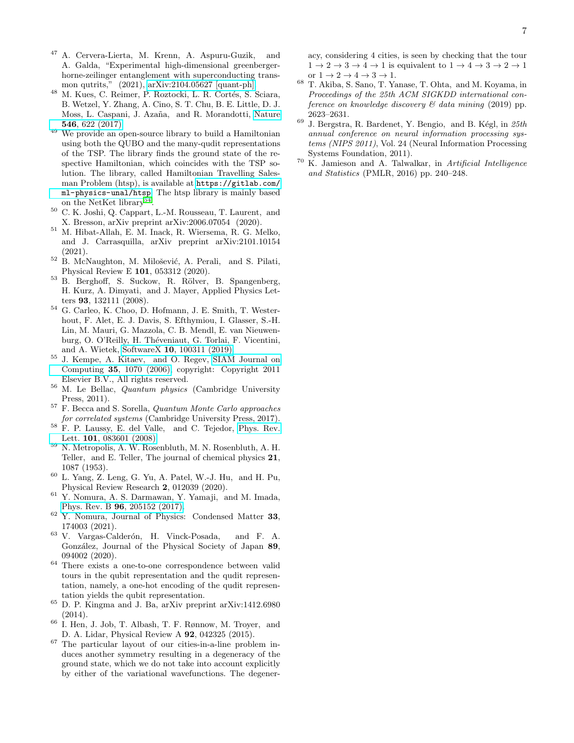[47] A. Cervera-Lierta, M. Krenn, A. Aspuru-Guzik, and A. Galda, "Experimental high-dimensional greenberger-horne-zeilinger entanglement with superconducting transmon qutrits," (2021), arXiv:2104.05627 [quant-ph].

[48] M. Kues, C. Reimer, P. Roztocki, L. R. Cortés, S. Sciara, B. Wetzel, Y. Zhang, A. Cino, S. T. Chu, B. E. Little, D. J. Moss, L. Caspani, J. Azaña, and R. Morandotti, Nature **546**, 622 (2017).

[49] We provide an open-source library to build a Hamiltonian using both the QUBO and the many-qudit representations of the TSP. The library finds the ground state of the respective Hamiltonian, which coincides with the TSP solution. The library, called Hamiltonian Travelling Salesman Problem (htsp), is available at `https://gitlab.com/ml-physics-unal/htsp`. The htsp library is mainly based on the NetKet library[54].

[50] C. K. Joshi, Q. Cappart, L.-M. Rousseau, T. Laurent, and X. Bresson, arXiv preprint arXiv:2006.07054 (2020).

[51] M. Hibat-Allah, E. M. Inack, R. Wiersema, R. G. Melko, and J. Carrasquilla, arXiv preprint arXiv:2101.10154 (2021).

[52] B. McNaughton, M. Milošević, A. Perali, and S. Pilati, Physical Review E **101**, 053312 (2020).

[53] B. Berghoff, S. Suckow, R. Rölver, B. Spangenberg, H. Kurz, A. Dimyati, and J. Mayer, Applied Physics Letters **93**, 132111 (2008).

[54] G. Carleo, K. Choo, D. Hofmann, J. E. Smith, T. Westerhout, F. Alet, E. J. Davis, S. Efthymiou, I. Glasser, S.-H. Lin, M. Mauri, G. Mazzola, C. B. Mendl, E. van Nieuwenburg, O. O'Reilly, H. Théveniaut, G. Torlai, F. Vicentini, and A. Wietek, SoftwareX **10**, 100311 (2019).

[55] J. Kempe, A. Kitaev, and O. Regev, SIAM Journal on Computing **35**, 1070 (2006), copyright: Copyright 2011 Elsevier B.V., All rights reserved.

[56] M. Le Bellac, *Quantum physics* (Cambridge University Press, 2011).

[57] F. Becca and S. Sorella, *Quantum Monte Carlo approaches for correlated systems* (Cambridge University Press, 2017).

[58] F. P. Laussy, E. del Valle, and C. Tejedor, Phys. Rev. Lett. **101**, 083601 (2008).

[59] N. Metropolis, A. W. Rosenbluth, M. N. Rosenbluth, A. H. Teller, and E. Teller, The journal of chemical physics **21**, 1087 (1953).

[60] L. Yang, Z. Leng, G. Yu, A. Patel, W.-J. Hu, and H. Pu, Physical Review Research **2**, 012039 (2020).

[61] Y. Nomura, A. S. Darmawan, Y. Yamaji, and M. Imada, Phys. Rev. B **96**, 205152 (2017).

[62] Y. Nomura, Journal of Physics: Condensed Matter **33**, 174003 (2021).

[63] V. Vargas-Calderón, H. Vinck-Posada, and F. A. González, Journal of the Physical Society of Japan **89**, 094002 (2020).

[64] There exists a one-to-one correspondence between valid tours in the qubit representation and the qudit representation, namely, a one-hot encoding of the qudit representation yields the qubit representation.

[65] D. P. Kingma and J. Ba, arXiv preprint arXiv:1412.6980 (2014).

[66] I. Hen, J. Job, T. Albash, T. F. Rønnow, M. Troyer, and D. A. Lidar, Physical Review A **92**, 042325 (2015).

[67] The particular layout of our cities-in-a-line problem induces another symmetry resulting in a degeneracy of the ground state, which we do not take into account explicitly by either of the variational wavefunctions. The degeneracy, considering 4 cities, is seen by checking that the tour $1 \to 2 \to 3 \to 4 \to 1$ is equivalent to $1 \to 4 \to 3 \to 2 \to 1$ or $1 \to 2 \to 4 \to 3 \to 1$.

[68] T. Akiba, S. Sano, T. Yanase, T. Ohta, and M. Koyama, in *Proceedings of the 25th ACM SIGKDD international conference on knowledge discovery & data mining* (2019) pp. 2623–2631.

[69] J. Bergstra, R. Bardenet, Y. Bengio, and B. Kégl, in *25th annual conference on neural information processing systems (NIPS 2011)*, Vol. 24 (Neural Information Processing Systems Foundation, 2011).

[70] K. Jamieson and A. Talwalkar, in *Artificial Intelligence and Statistics* (PMLR, 2016) pp. 240–248.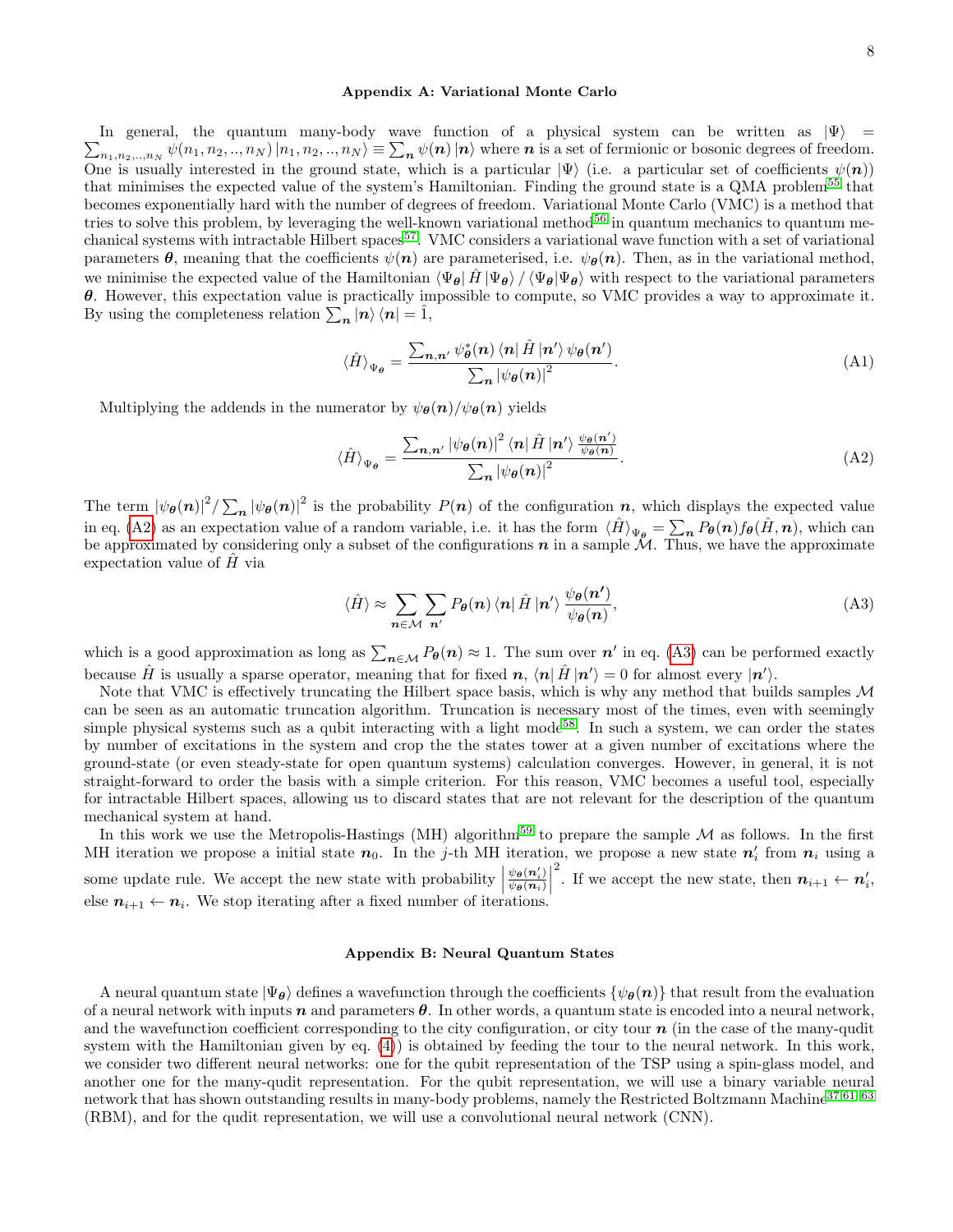## Appendix A: Variational Monte Carlo

In general, the quantum many-body wave function of a physical system can be written as $|\Psi\rangle = \sum_{n_1,n_2,..,n_N} \psi(n_1, n_2, .., n_N) |n_1, n_2, .., n_N\rangle \equiv \sum_{\boldsymbol{n}} \psi(\boldsymbol{n}) |\boldsymbol{n}\rangle$ where $\boldsymbol{n}$ is a set of fermionic or bosonic degrees of freedom. One is usually interested in the ground state, which is a particular $|\Psi\rangle$ (i.e. a particular set of coefficients $\psi(\boldsymbol{n})$) that minimises the expected value of the system's Hamiltonian. Finding the ground state is a QMA problem[55] that becomes exponentially hard with the number of degrees of freedom. Variational Monte Carlo (VMC) is a method that tries to solve this problem, by leveraging the well-known variational method[56] in quantum mechanics to quantum mechanical systems with intractable Hilbert spaces[57]. VMC considers a variational wave function with a set of variational parameters $\boldsymbol{\theta}$, meaning that the coefficients $\psi(\boldsymbol{n})$ are parameterised, i.e. $\psi_{\boldsymbol{\theta}}(\boldsymbol{n})$. Then, as in the variational method, we minimise the expected value of the Hamiltonian $\langle\Psi_{\boldsymbol{\theta}}| \hat{H} |\Psi_{\boldsymbol{\theta}}\rangle / \langle\Psi_{\boldsymbol{\theta}}|\Psi_{\boldsymbol{\theta}}\rangle$ with respect to the variational parameters $\boldsymbol{\theta}$. However, this expectation value is practically impossible to compute, so VMC provides a way to approximate it. By using the completeness relation $\sum_{\boldsymbol{n}} |\boldsymbol{n}\rangle\langle\boldsymbol{n}| = \hat{1}$,

$$\langle\hat{H}\rangle_{\Psi_{\boldsymbol{\theta}}} = \frac{\sum_{\boldsymbol{n},\boldsymbol{n}'} \psi^*_{\boldsymbol{\theta}}(\boldsymbol{n}) \langle\boldsymbol{n}| \hat{H} |\boldsymbol{n}'\rangle \psi_{\boldsymbol{\theta}}(\boldsymbol{n}')}{\sum_{\boldsymbol{n}} |\psi_{\boldsymbol{\theta}}(\boldsymbol{n})|^2}. \tag{A1}$$

Multiplying the addends in the numerator by $\psi_{\boldsymbol{\theta}}(\boldsymbol{n})/\psi_{\boldsymbol{\theta}}(\boldsymbol{n})$ yields

$$\langle\hat{H}\rangle_{\Psi_{\boldsymbol{\theta}}} = \frac{\sum_{\boldsymbol{n},\boldsymbol{n}'} |\psi_{\boldsymbol{\theta}}(\boldsymbol{n})|^2 \langle\boldsymbol{n}| \hat{H} |\boldsymbol{n}'\rangle \frac{\psi_{\boldsymbol{\theta}}(\boldsymbol{n}')}{\psi_{\boldsymbol{\theta}}(\boldsymbol{n})}}{\sum_{\boldsymbol{n}} |\psi_{\boldsymbol{\theta}}(\boldsymbol{n})|^2}. \tag{A2}$$

The term $|\psi_{\boldsymbol{\theta}}(\boldsymbol{n})|^2 / \sum_{\boldsymbol{n}} |\psi_{\boldsymbol{\theta}}(\boldsymbol{n})|^2$ is the probability $P(\boldsymbol{n})$ of the configuration $\boldsymbol{n}$, which displays the expected value in eq. (A2) as an expectation value of a random variable, i.e. it has the form $\langle\hat{H}\rangle_{\Psi_{\boldsymbol{\theta}}} = \sum_{\boldsymbol{n}} P_{\boldsymbol{\theta}}(\boldsymbol{n}) f_{\boldsymbol{\theta}}(\hat{H}, \boldsymbol{n})$, which can be approximated by considering only a subset of the configurations $\boldsymbol{n}$ in a sample $\mathcal{M}$. Thus, we have the approximate expectation value of $\hat{H}$ via

$$\langle\hat{H}\rangle \approx \sum_{\boldsymbol{n}\in\mathcal{M}} \sum_{\boldsymbol{n}'} P_{\boldsymbol{\theta}}(\boldsymbol{n}) \langle\boldsymbol{n}| \hat{H} |\boldsymbol{n}'\rangle \frac{\psi_{\boldsymbol{\theta}}(\boldsymbol{n'})}{\psi_{\boldsymbol{\theta}}(\boldsymbol{n})}, \tag{A3}$$

which is a good approximation as long as $\sum_{\boldsymbol{n}\in\mathcal{M}} P_{\boldsymbol{\theta}}(\boldsymbol{n}) \approx 1$. The sum over $\boldsymbol{n}'$ in eq. (A3) can be performed exactly because $\hat{H}$ is usually a sparse operator, meaning that for fixed $\boldsymbol{n}$, $\langle\boldsymbol{n}| \hat{H} |\boldsymbol{n}'\rangle = 0$ for almost every $|\boldsymbol{n}'\rangle$.

Note that VMC is effectively truncating the Hilbert space basis, which is why any method that builds samples $\mathcal{M}$ can be seen as an automatic truncation algorithm. Truncation is necessary most of the times, even with seemingly simple physical systems such as a qubit interacting with a light mode[58]. In such a system, we can order the states by number of excitations in the system and crop the the states tower at a given number of excitations where the ground-state (or even steady-state for open quantum systems) calculation converges. However, in general, it is not straight-forward to order the basis with a simple criterion. For this reason, VMC becomes a useful tool, especially for intractable Hilbert spaces, allowing us to discard states that are not relevant for the description of the quantum mechanical system at hand.

In this work we use the Metropolis-Hastings (MH) algorithm[59] to prepare the sample $\mathcal{M}$ as follows. In the first MH iteration we propose a initial state $\boldsymbol{n}_0$. In the $j$-th MH iteration, we propose a new state $\boldsymbol{n}_i'$ from $\boldsymbol{n}_i$ using a some update rule. We accept the new state with probability $\left|\frac{\psi_{\boldsymbol{\theta}}(\boldsymbol{n}_i')}{\psi_{\boldsymbol{\theta}}(\boldsymbol{n}_i)}\right|^2$. If we accept the new state, then $\boldsymbol{n}_{i+1} \leftarrow \boldsymbol{n}_i'$, else $\boldsymbol{n}_{i+1} \leftarrow \boldsymbol{n}_i$. We stop iterating after a fixed number of iterations.

## Appendix B: Neural Quantum States

A neural quantum state $|\Psi_{\boldsymbol{\theta}}\rangle$ defines a wavefunction through the coefficients $\{\psi_{\boldsymbol{\theta}}(\boldsymbol{n})\}$ that result from the evaluation of a neural network with inputs $\boldsymbol{n}$ and parameters $\boldsymbol{\theta}$. In other words, a quantum state is encoded into a neural network, and the wavefunction coefficient corresponding to the city configuration, or city tour $\boldsymbol{n}$ (in the case of the many-qudit system with the Hamiltonian given by eq. (4)) is obtained by feeding the tour to the neural network. In this work, we consider two different neural networks: one for the qubit representation of the TSP using a spin-glass model, and another one for the many-qudit representation. For the qubit representation, we will use a binary variable neural network that has shown outstanding results in many-body problems, namely the Restricted Boltzmann Machine[37,61–63] (RBM), and for the qudit representation, we will use a convolutional neural network (CNN).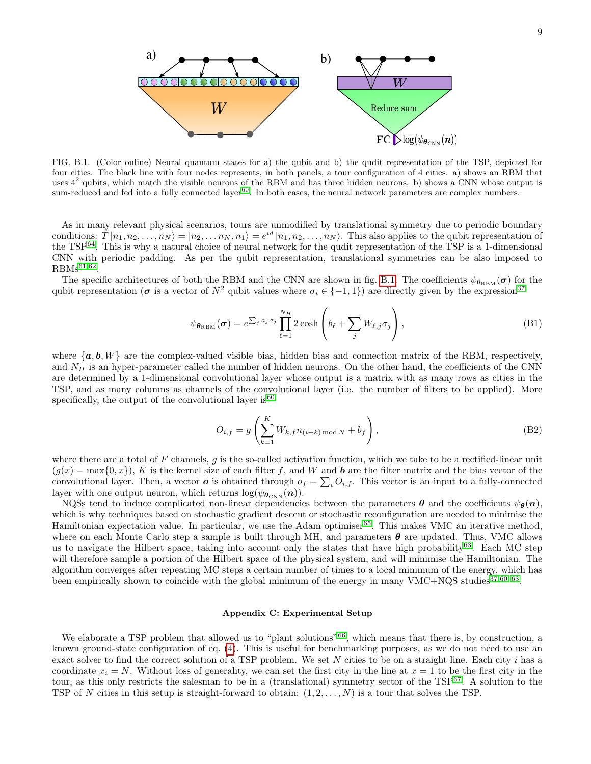FIG. B.1. (Color online) Neural quantum states for a) the qubit and b) the qudit representation of the TSP, depicted for four cities. The black line with four nodes represents, in both panels, a tour configuration of 4 cities. a) shows an RBM that uses $4^2$ qubits, which match the visible neurons of the RBM and has three hidden neurons. b) shows a CNN whose output is sum-reduced and fed into a fully connected layer[60]. In both cases, the neural network parameters are complex numbers.

As in many relevant physical scenarios, tours are unmodified by translational symmetry due to periodic boundary conditions: $\hat{T}\,|n_1, n_2, \ldots, n_N\rangle = |n_2, \ldots n_N, n_1\rangle = e^{id}\,|n_1, n_2, \ldots, n_N\rangle$. This also applies to the qubit representation of the TSP[64]. This is why a natural choice of neural network for the qudit representation of the TSP is a 1-dimensional CNN with periodic padding. As per the qubit representation, translational symmetries can be also imposed to RBMs[61,62].

The specific architectures of both the RBM and the CNN are shown in fig. B.1. The coefficients $\psi_{\boldsymbol{\theta}_{\text{RBM}}}(\boldsymbol{\sigma})$ for the qubit representation ($\boldsymbol{\sigma}$ is a vector of $N^2$ qubit values where $\sigma_i \in \{-1, 1\}$) are directly given by the expression[37]

$$\psi_{\boldsymbol{\theta}_{\text{RBM}}}(\boldsymbol{\sigma}) = e^{\sum_j a_j \sigma_j} \prod_{\ell=1}^{N_H} 2\cosh\left(b_\ell + \sum_j W_{\ell,j}\sigma_j\right), \tag{B1}$$

where $\{\boldsymbol{a}, \boldsymbol{b}, W\}$ are the complex-valued visible bias, hidden bias and connection matrix of the RBM, respectively, and $N_H$ is an hyper-parameter called the number of hidden neurons. On the other hand, the coefficients of the CNN are determined by a 1-dimensional convolutional layer whose output is a matrix with as many rows as cities in the TSP, and as many columns as channels of the convolutional layer (i.e. the number of filters to be applied). More specifically, the output of the convolutional layer is[60]

$$O_{i,f} = g\left(\sum_{k=1}^{K} W_{k,f}\, n_{(i+k) \bmod N} + b_f\right), \tag{B2}$$

where there are a total of $F$ channels, $g$ is the so-called activation function, which we take to be a rectified-linear unit ($g(x) = \max\{0, x\}$), $K$ is the kernel size of each filter $f$, and $W$ and $\boldsymbol{b}$ are the filter matrix and the bias vector of the convolutional layer. Then, a vector $\boldsymbol{o}$ is obtained through $o_f = \sum_i O_{i,f}$. This vector is an input to a fully-connected layer with one output neuron, which returns $\log(\psi_{\boldsymbol{\theta}_{\text{CNN}}}(\boldsymbol{n}))$.

NQSs tend to induce complicated non-linear dependencies between the parameters $\boldsymbol{\theta}$ and the coefficients $\psi_{\boldsymbol{\theta}}(\boldsymbol{n})$, which is why techniques based on stochastic gradient descent or stochastic reconfiguration are needed to minimise the Hamiltonian expectation value. In particular, we use the Adam optimiser[65]. This makes VMC an iterative method, where on each Monte Carlo step a sample is built through MH, and parameters $\boldsymbol{\theta}$ are updated. Thus, VMC allows us to navigate the Hilbert space, taking into account only the states that have high probability[63]. Each MC step will therefore sample a portion of the Hilbert space of the physical system, and will minimise the Hamiltonian. The algorithm converges after repeating MC steps a certain number of times to a local minimum of the energy, which has been empirically shown to coincide with the global minimum of the energy in many VMC+NQS studies[37,60–63].

## Appendix C: Experimental Setup

We elaborate a TSP problem that allowed us to "plant solutions"[66], which means that there is, by construction, a known ground-state configuration of eq. (4). This is useful for benchmarking purposes, as we do not need to use an exact solver to find the correct solution of a TSP problem. We set $N$ cities to be on a straight line. Each city $i$ has a coordinate $x_i = N$. Without loss of generality, we can set the first city in the line at $x = 1$ to be the first city in the tour, as this only restricts the salesman to be in a (translational) symmetry sector of the TSP[67]. A solution to the TSP of $N$ cities in this setup is straight-forward to obtain: $(1, 2, \ldots, N)$ is a tour that solves the TSP.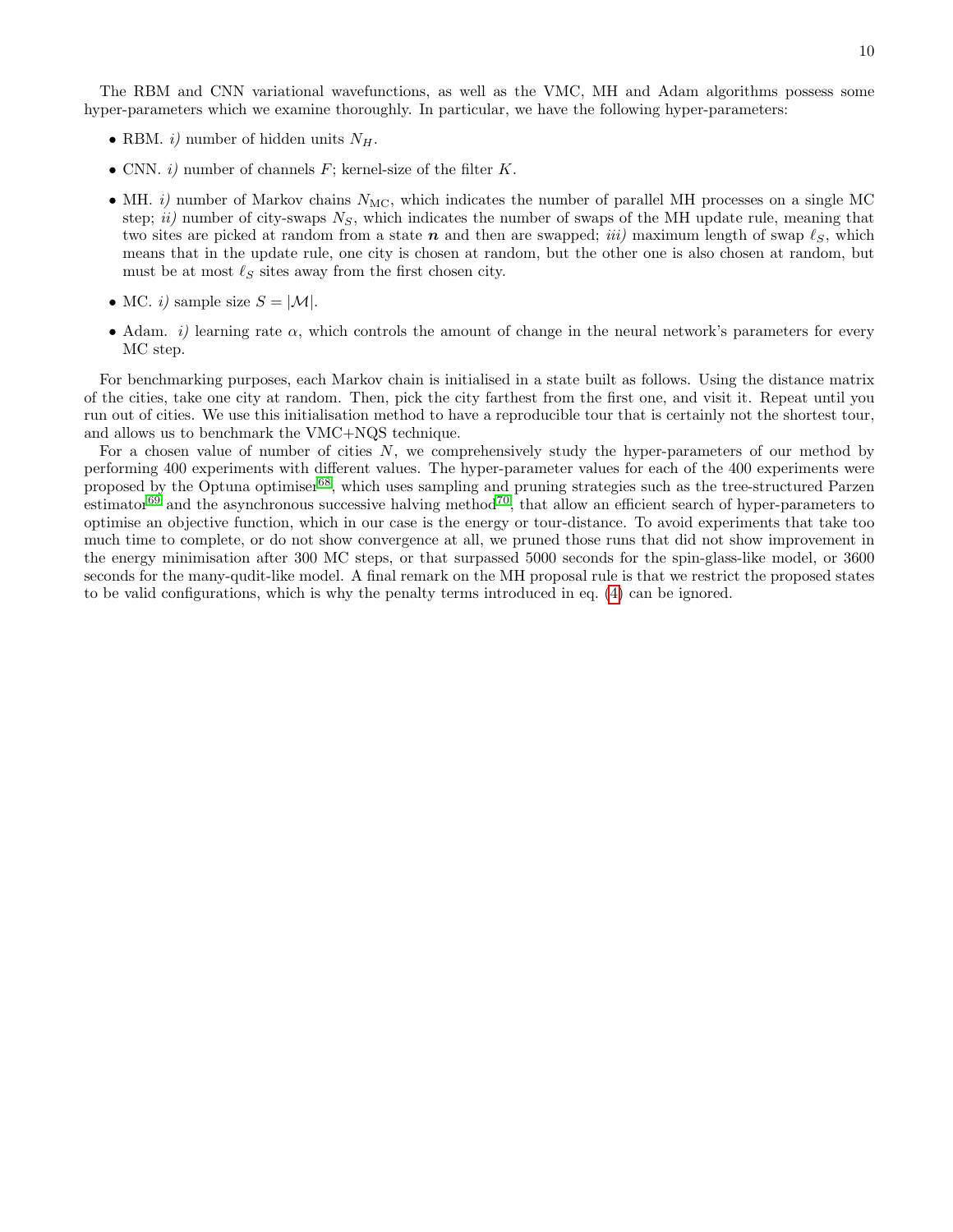The RBM and CNN variational wavefunctions, as well as the VMC, MH and Adam algorithms possess some hyper-parameters which we examine thoroughly. In particular, we have the following hyper-parameters:

- RBM. *i)* number of hidden units $N_H$.
- CNN. *i)* number of channels $F$; kernel-size of the filter $K$.
- MH. *i)* number of Markov chains $N_{\mathrm{MC}}$, which indicates the number of parallel MH processes on a single MC step; *ii)* number of city-swaps $N_S$, which indicates the number of swaps of the MH update rule, meaning that two sites are picked at random from a state $\boldsymbol{n}$ and then are swapped; *iii)* maximum length of swap $\ell_S$, which means that in the update rule, one city is chosen at random, but the other one is also chosen at random, but must be at most $\ell_S$ sites away from the first chosen city.
- MC. *i)* sample size $S = |\mathcal{M}|$.
- Adam. *i)* learning rate $\alpha$, which controls the amount of change in the neural network's parameters for every MC step.

For benchmarking purposes, each Markov chain is initialised in a state built as follows. Using the distance matrix of the cities, take one city at random. Then, pick the city farthest from the first one, and visit it. Repeat until you run out of cities. We use this initialisation method to have a reproducible tour that is certainly not the shortest tour, and allows us to benchmark the VMC+NQS technique.

For a chosen value of number of cities $N$, we comprehensively study the hyper-parameters of our method by performing 400 experiments with different values. The hyper-parameter values for each of the 400 experiments were proposed by the Optuna optimiser[68], which uses sampling and pruning strategies such as the tree-structured Parzen estimator[69] and the asynchronous successive halving method[70], that allow an efficient search of hyper-parameters to optimise an objective function, which in our case is the energy or tour-distance. To avoid experiments that take too much time to complete, or do not show convergence at all, we pruned those runs that did not show improvement in the energy minimisation after 300 MC steps, or that surpassed 5000 seconds for the spin-glass-like model, or 3600 seconds for the many-qudit-like model. A final remark on the MH proposal rule is that we restrict the proposed states to be valid configurations, which is why the penalty terms introduced in eq. (4) can be ignored.